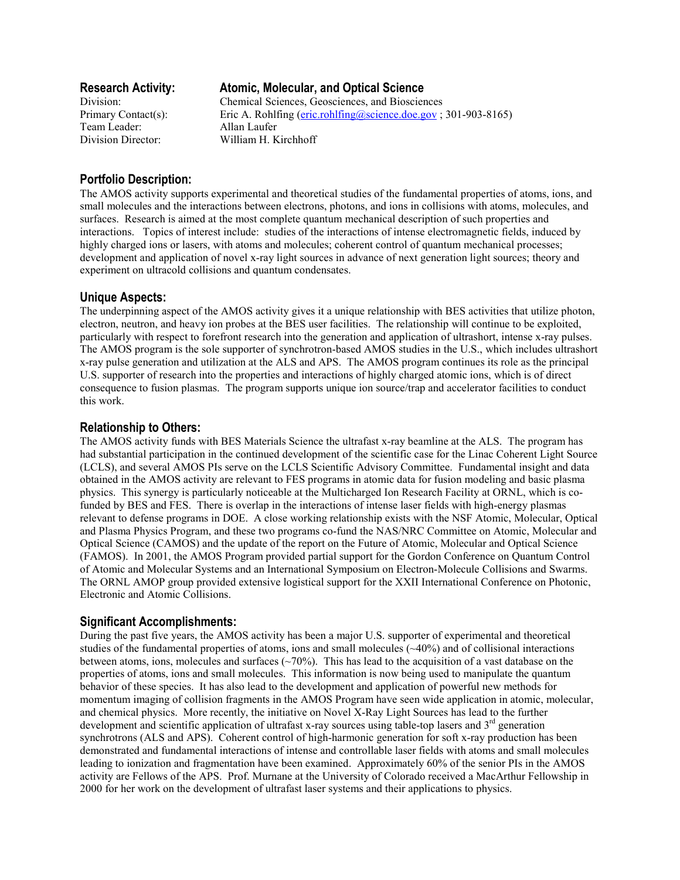## Research Activity: Atomic, Molecular, and Optical Science

Division: Chemical Sciences, Geosciences, and Biosciences
Primary Contact(s): Eric A. Rohlfing (eric.rohlfing@science.doe.gov ; 301-903-8165)
Team Leader: Allan Laufer
Division Director: William H. Kirchhoff

### Portfolio Description:

The AMOS activity supports experimental and theoretical studies of the fundamental properties of atoms, ions, and small molecules and the interactions between electrons, photons, and ions in collisions with atoms, molecules, and surfaces. Research is aimed at the most complete quantum mechanical description of such properties and interactions. Topics of interest include: studies of the interactions of intense electromagnetic fields, induced by highly charged ions or lasers, with atoms and molecules; coherent control of quantum mechanical processes; development and application of novel x-ray light sources in advance of next generation light sources; theory and experiment on ultracold collisions and quantum condensates.

### Unique Aspects:

The underpinning aspect of the AMOS activity gives it a unique relationship with BES activities that utilize photon, electron, neutron, and heavy ion probes at the BES user facilities. The relationship will continue to be exploited, particularly with respect to forefront research into the generation and application of ultrashort, intense x-ray pulses. The AMOS program is the sole supporter of synchrotron-based AMOS studies in the U.S., which includes ultrashort x-ray pulse generation and utilization at the ALS and APS. The AMOS program continues its role as the principal U.S. supporter of research into the properties and interactions of highly charged atomic ions, which is of direct consequence to fusion plasmas. The program supports unique ion source/trap and accelerator facilities to conduct this work.

### Relationship to Others:

The AMOS activity funds with BES Materials Science the ultrafast x-ray beamline at the ALS. The program has had substantial participation in the continued development of the scientific case for the Linac Coherent Light Source (LCLS), and several AMOS PIs serve on the LCLS Scientific Advisory Committee. Fundamental insight and data obtained in the AMOS activity are relevant to FES programs in atomic data for fusion modeling and basic plasma physics. This synergy is particularly noticeable at the Multicharged Ion Research Facility at ORNL, which is co-funded by BES and FES. There is overlap in the interactions of intense laser fields with high-energy plasmas relevant to defense programs in DOE. A close working relationship exists with the NSF Atomic, Molecular, Optical and Plasma Physics Program, and these two programs co-fund the NAS/NRC Committee on Atomic, Molecular and Optical Science (CAMOS) and the update of the report on the Future of Atomic, Molecular and Optical Science (FAMOS). In 2001, the AMOS Program provided partial support for the Gordon Conference on Quantum Control of Atomic and Molecular Systems and an International Symposium on Electron-Molecule Collisions and Swarms. The ORNL AMOP group provided extensive logistical support for the XXII International Conference on Photonic, Electronic and Atomic Collisions.

### Significant Accomplishments:

During the past five years, the AMOS activity has been a major U.S. supporter of experimental and theoretical studies of the fundamental properties of atoms, ions and small molecules (~40%) and of collisional interactions between atoms, ions, molecules and surfaces (~70%). This has lead to the acquisition of a vast database on the properties of atoms, ions and small molecules. This information is now being used to manipulate the quantum behavior of these species. It has also lead to the development and application of powerful new methods for momentum imaging of collision fragments in the AMOS Program have seen wide application in atomic, molecular, and chemical physics. More recently, the initiative on Novel X-Ray Light Sources has lead to the further development and scientific application of ultrafast x-ray sources using table-top lasers and 3rd generation synchrotrons (ALS and APS). Coherent control of high-harmonic generation for soft x-ray production has been demonstrated and fundamental interactions of intense and controllable laser fields with atoms and small molecules leading to ionization and fragmentation have been examined. Approximately 60% of the senior PIs in the AMOS activity are Fellows of the APS. Prof. Murnane at the University of Colorado received a MacArthur Fellowship in 2000 for her work on the development of ultrafast laser systems and their applications to physics.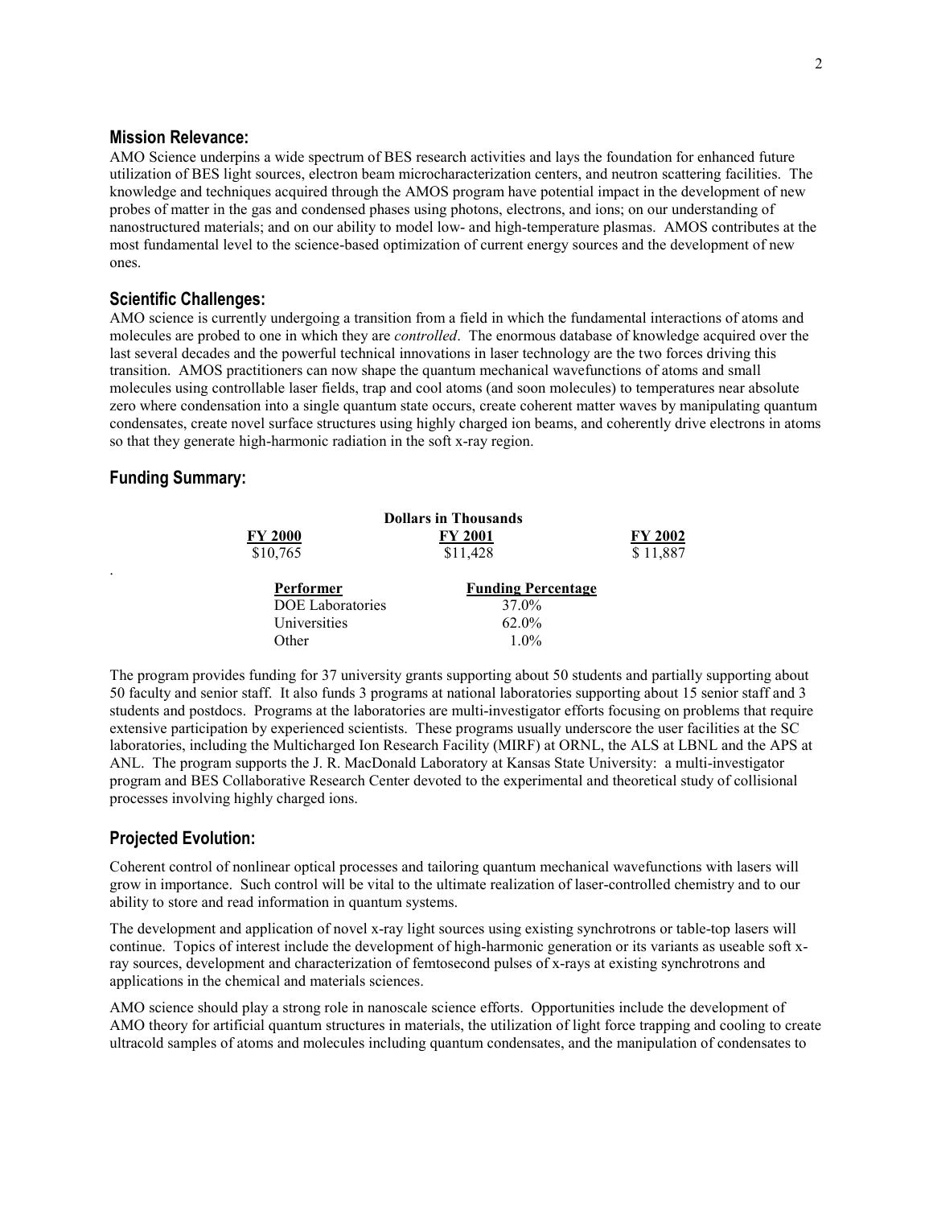## Mission Relevance:

AMO Science underpins a wide spectrum of BES research activities and lays the foundation for enhanced future utilization of BES light sources, electron beam microcharacterization centers, and neutron scattering facilities. The knowledge and techniques acquired through the AMOS program have potential impact in the development of new probes of matter in the gas and condensed phases using photons, electrons, and ions; on our understanding of nanostructured materials; and on our ability to model low- and high-temperature plasmas. AMOS contributes at the most fundamental level to the science-based optimization of current energy sources and the development of new ones.

## Scientific Challenges:

AMO science is currently undergoing a transition from a field in which the fundamental interactions of atoms and molecules are probed to one in which they are *controlled*. The enormous database of knowledge acquired over the last several decades and the powerful technical innovations in laser technology are the two forces driving this transition. AMOS practitioners can now shape the quantum mechanical wavefunctions of atoms and small molecules using controllable laser fields, trap and cool atoms (and soon molecules) to temperatures near absolute zero where condensation into a single quantum state occurs, create coherent matter waves by manipulating quantum condensates, create novel surface structures using highly charged ion beams, and coherently drive electrons in atoms so that they generate high-harmonic radiation in the soft x-ray region.

## Funding Summary:

| Dollars in Thousands | | |
|---|---|---|
| **FY 2000** | **FY 2001** | **FY 2002** |
| $10,765 | $11,428 | $ 11,887 |

| **Performer** | **Funding Percentage** |
|---|---|
| DOE Laboratories | 37.0% |
| Universities | 62.0% |
| Other | 1.0% |

The program provides funding for 37 university grants supporting about 50 students and partially supporting about 50 faculty and senior staff. It also funds 3 programs at national laboratories supporting about 15 senior staff and 3 students and postdocs. Programs at the laboratories are multi-investigator efforts focusing on problems that require extensive participation by experienced scientists. These programs usually underscore the user facilities at the SC laboratories, including the Multicharged Ion Research Facility (MIRF) at ORNL, the ALS at LBNL and the APS at ANL. The program supports the J. R. MacDonald Laboratory at Kansas State University: a multi-investigator program and BES Collaborative Research Center devoted to the experimental and theoretical study of collisional processes involving highly charged ions.

## Projected Evolution:

Coherent control of nonlinear optical processes and tailoring quantum mechanical wavefunctions with lasers will grow in importance. Such control will be vital to the ultimate realization of laser-controlled chemistry and to our ability to store and read information in quantum systems.

The development and application of novel x-ray light sources using existing synchrotrons or table-top lasers will continue. Topics of interest include the development of high-harmonic generation or its variants as useable soft x-ray sources, development and characterization of femtosecond pulses of x-rays at existing synchrotrons and applications in the chemical and materials sciences.

AMO science should play a strong role in nanoscale science efforts. Opportunities include the development of AMO theory for artificial quantum structures in materials, the utilization of light force trapping and cooling to create ultracold samples of atoms and molecules including quantum condensates, and the manipulation of condensates to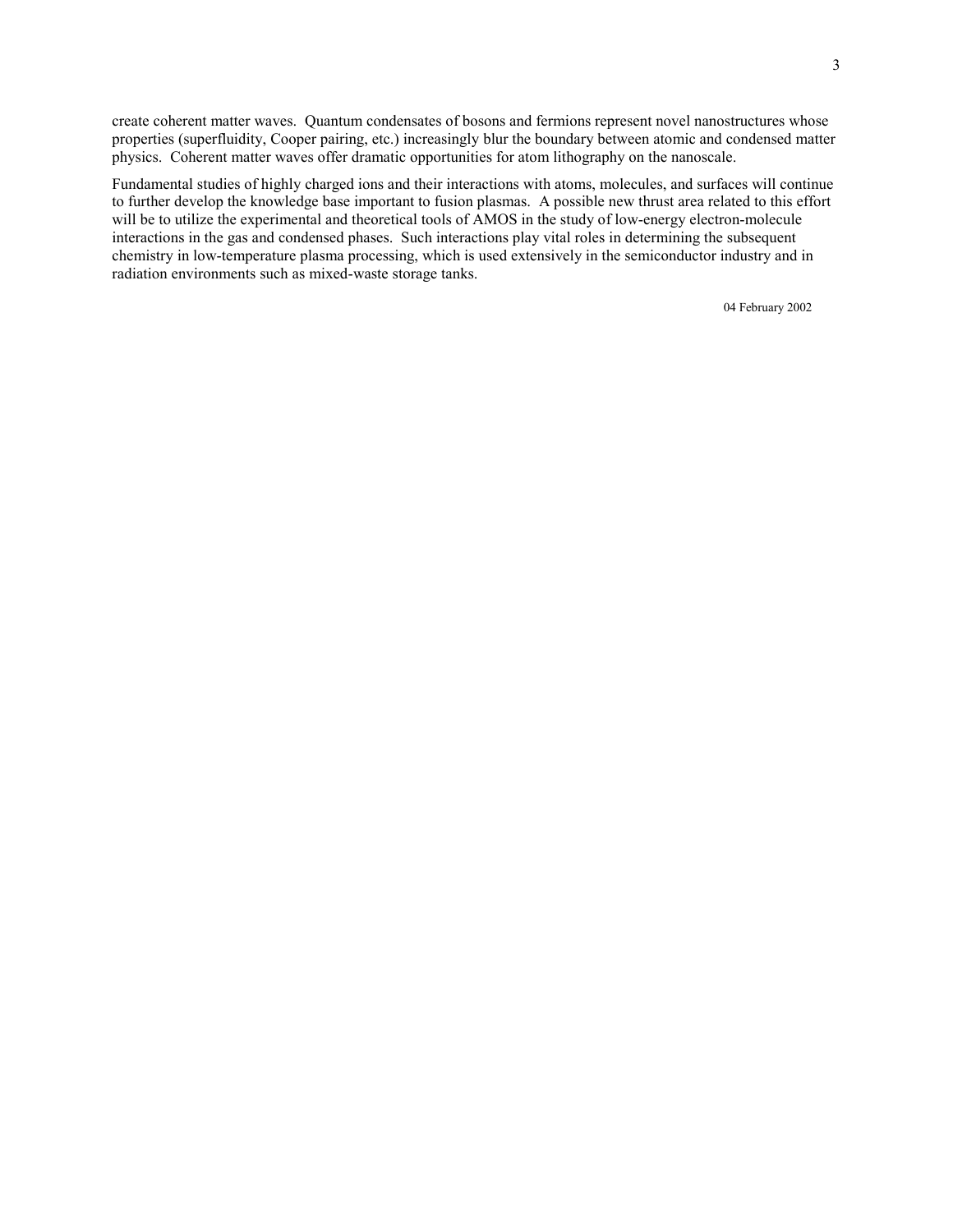create coherent matter waves.  Quantum condensates of bosons and fermions represent novel nanostructures whose properties (superfluidity, Cooper pairing, etc.) increasingly blur the boundary between atomic and condensed matter physics.  Coherent matter waves offer dramatic opportunities for atom lithography on the nanoscale.

Fundamental studies of highly charged ions and their interactions with atoms, molecules, and surfaces will continue to further develop the knowledge base important to fusion plasmas.  A possible new thrust area related to this effort will be to utilize the experimental and theoretical tools of AMOS in the study of low-energy electron-molecule interactions in the gas and condensed phases.  Such interactions play vital roles in determining the subsequent chemistry in low-temperature plasma processing, which is used extensively in the semiconductor industry and in radiation environments such as mixed-waste storage tanks.

04 February 2002